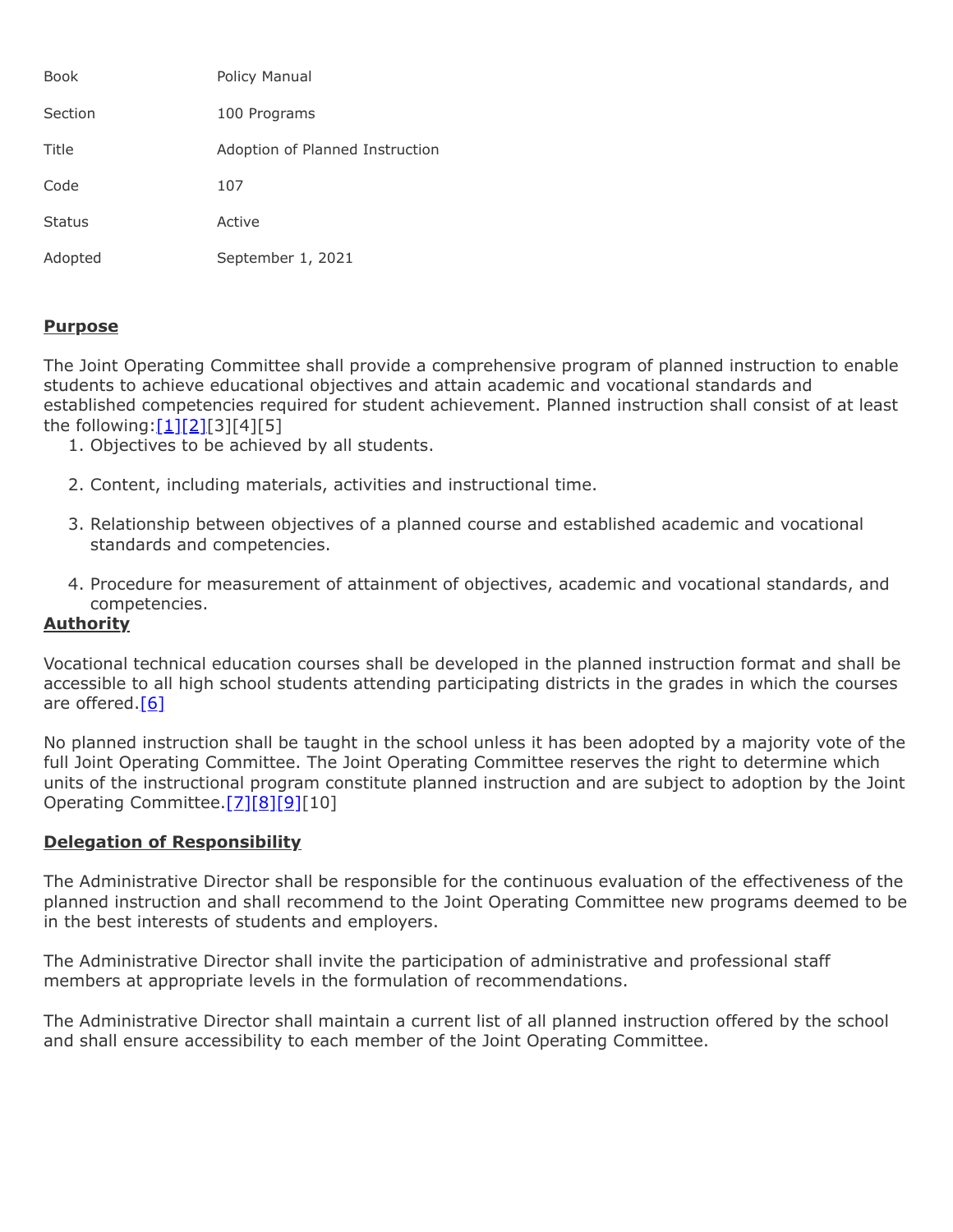| Book | Policy Manual |
| --- | --- |
| Section | 100 Programs |
| Title | Adoption of Planned Instruction |
| Code | 107 |
| Status | Active |
| Adopted | September 1, 2021 |

## Purpose

The Joint Operating Committee shall provide a comprehensive program of planned instruction to enable students to achieve educational objectives and attain academic and vocational standards and established competencies required for student achievement. Planned instruction shall consist of at least the following:[1][2][3][4][5]

1. Objectives to be achieved by all students.
2. Content, including materials, activities and instructional time.
3. Relationship between objectives of a planned course and established academic and vocational standards and competencies.
4. Procedure for measurement of attainment of objectives, academic and vocational standards, and competencies.

## Authority

Vocational technical education courses shall be developed in the planned instruction format and shall be accessible to all high school students attending participating districts in the grades in which the courses are offered.[6]

No planned instruction shall be taught in the school unless it has been adopted by a majority vote of the full Joint Operating Committee. The Joint Operating Committee reserves the right to determine which units of the instructional program constitute planned instruction and are subject to adoption by the Joint Operating Committee.[7][8][9][10]

## Delegation of Responsibility

The Administrative Director shall be responsible for the continuous evaluation of the effectiveness of the planned instruction and shall recommend to the Joint Operating Committee new programs deemed to be in the best interests of students and employers.

The Administrative Director shall invite the participation of administrative and professional staff members at appropriate levels in the formulation of recommendations.

The Administrative Director shall maintain a current list of all planned instruction offered by the school and shall ensure accessibility to each member of the Joint Operating Committee.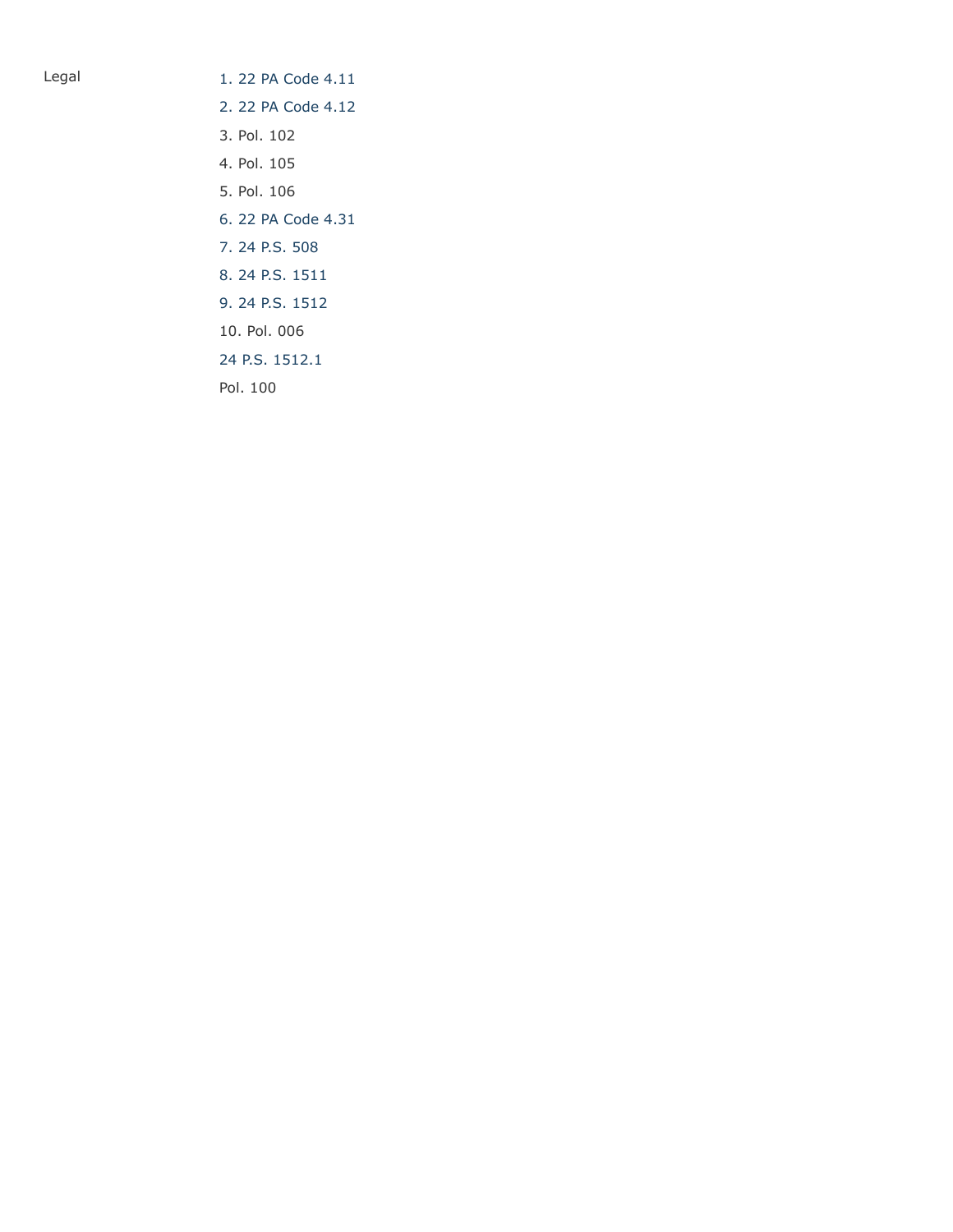Legal

1. 22 PA Code 4.11
2. 22 PA Code 4.12
3. Pol. 102
4. Pol. 105
5. Pol. 106
6. 22 PA Code 4.31
7. 24 P.S. 508
8. 24 P.S. 1511
9. 24 P.S. 1512
10. Pol. 006

24 P.S. 1512.1

Pol. 100